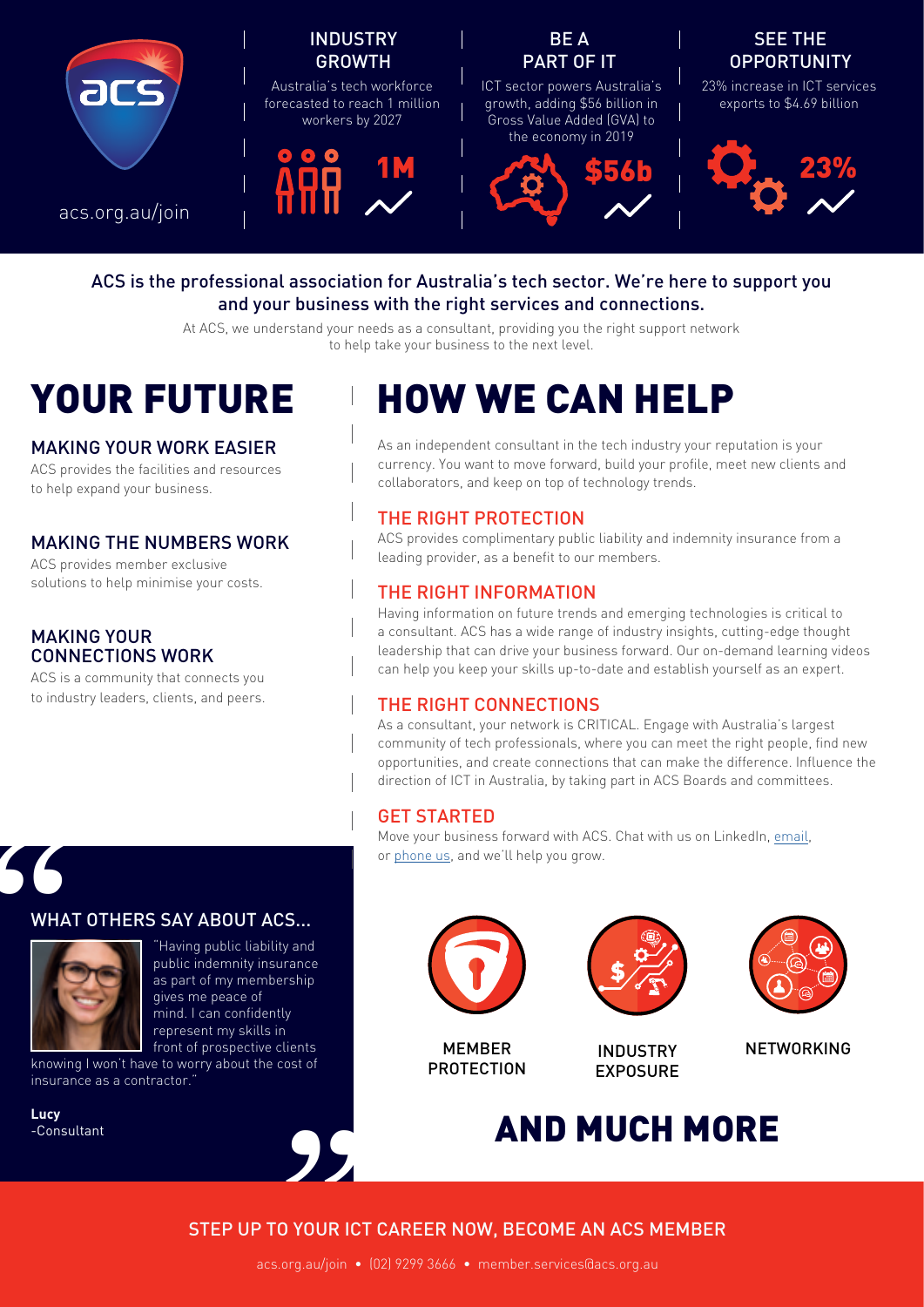acs.org.au/join

## INDUSTRY GROWTH

Australia's tech workforce forecasted to reach 1 million workers by 2027

1M

## BE A PART OF IT

ICT sector powers Australia's growth, adding $56 billion in Gross Value Added (GVA) to the economy in 2019

$56b

## SEE THE OPPORTUNITY

23% increase in ICT services exports to $4.69 billion

23%

**ACS is the professional association for Australia's tech sector. We're here to support you and your business with the right services and connections.**

At ACS, we understand your needs as a consultant, providing you the right support network to help take your business to the next level.

# YOUR FUTURE

## MAKING YOUR WORK EASIER

ACS provides the facilities and resources to help expand your business.

## MAKING THE NUMBERS WORK

ACS provides member exclusive solutions to help minimise your costs.

## MAKING YOUR CONNECTIONS WORK

ACS is a community that connects you to industry leaders, clients, and peers.

# HOW WE CAN HELP

As an independent consultant in the tech industry your reputation is your currency. You want to move forward, build your profile, meet new clients and collaborators, and keep on top of technology trends.

## THE RIGHT PROTECTION

ACS provides complimentary public liability and indemnity insurance from a leading provider, as a benefit to our members.

## THE RIGHT INFORMATION

Having information on future trends and emerging technologies is critical to a consultant. ACS has a wide range of industry insights, cutting-edge thought leadership that can drive your business forward. Our on-demand learning videos can help you keep your skills up-to-date and establish yourself as an expert.

## THE RIGHT CONNECTIONS

As a consultant, your network is CRITICAL. Engage with Australia's largest community of tech professionals, where you can meet the right people, find new opportunities, and create connections that can make the difference. Influence the direction of ICT in Australia, by taking part in ACS Boards and committees.

## GET STARTED

Move your business forward with ACS. Chat with us on LinkedIn, email, or phone us, and we'll help you grow.

## WHAT OTHERS SAY ABOUT ACS...

"Having public liability and public indemnity insurance as part of my membership gives me peace of mind. I can confidently represent my skills in front of prospective clients knowing I won't have to worry about the cost of insurance as a contractor."

**Lucy**
-Consultant

MEMBER PROTECTION

INDUSTRY EXPOSURE

NETWORKING

# AND MUCH MORE

## STEP UP TO YOUR ICT CAREER NOW, BECOME AN ACS MEMBER

acs.org.au/join • (02) 9299 3666 • member.services@acs.org.au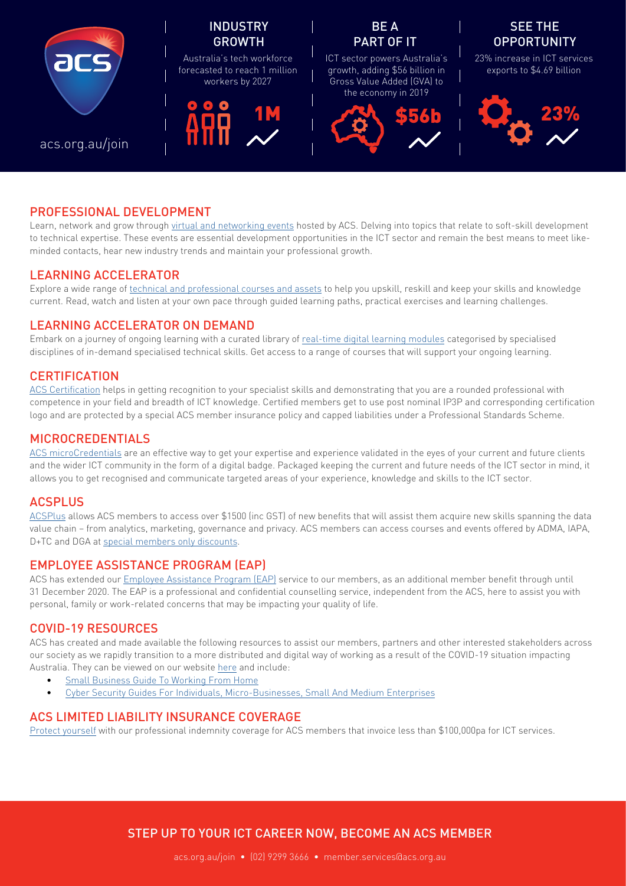acs.org.au/join

## INDUSTRY GROWTH

Australia's tech workforce forecasted to reach 1 million workers by 2027

1M

## BE A PART OF IT

ICT sector powers Australia's growth, adding $56 billion in Gross Value Added (GVA) to the economy in 2019

$56b

## SEE THE OPPORTUNITY

23% increase in ICT services exports to $4.69 billion

23%

## PROFESSIONAL DEVELOPMENT

Learn, network and grow through virtual and networking events hosted by ACS. Delving into topics that relate to soft-skill development to technical expertise. These events are essential development opportunities in the ICT sector and remain the best means to meet like-minded contacts, hear new industry trends and maintain your professional growth.

## LEARNING ACCELERATOR

Explore a wide range of technical and professional courses and assets to help you upskill, reskill and keep your skills and knowledge current. Read, watch and listen at your own pace through guided learning paths, practical exercises and learning challenges.

## LEARNING ACCELERATOR ON DEMAND

Embark on a journey of ongoing learning with a curated library of real-time digital learning modules categorised by specialised disciplines of in-demand specialised technical skills. Get access to a range of courses that will support your ongoing learning.

## CERTIFICATION

ACS Certification helps in getting recognition to your specialist skills and demonstrating that you are a rounded professional with competence in your field and breadth of ICT knowledge. Certified members get to use post nominal IP3P and corresponding certification logo and are protected by a special ACS member insurance policy and capped liabilities under a Professional Standards Scheme.

## MICROCREDENTIALS

ACS microCredentials are an effective way to get your expertise and experience validated in the eyes of your current and future clients and the wider ICT community in the form of a digital badge. Packaged keeping the current and future needs of the ICT sector in mind, it allows you to get recognised and communicate targeted areas of your experience, knowledge and skills to the ICT sector.

## ACSPLUS

ACSPlus allows ACS members to access over $1500 (inc GST) of new benefits that will assist them acquire new skills spanning the data value chain – from analytics, marketing, governance and privacy. ACS members can access courses and events offered by ADMA, IAPA, D+TC and DGA at special members only discounts.

## EMPLOYEE ASSISTANCE PROGRAM (EAP)

ACS has extended our Employee Assistance Program (EAP) service to our members, as an additional member benefit through until 31 December 2020. The EAP is a professional and confidential counselling service, independent from the ACS, here to assist you with personal, family or work-related concerns that may be impacting your quality of life.

## COVID-19 RESOURCES

ACS has created and made available the following resources to assist our members, partners and other interested stakeholders across our society as we rapidly transition to a more distributed and digital way of working as a result of the COVID-19 situation impacting Australia. They can be viewed on our website here and include:

- Small Business Guide To Working From Home
- Cyber Security Guides For Individuals, Micro-Businesses, Small And Medium Enterprises

## ACS LIMITED LIABILITY INSURANCE COVERAGE

Protect yourself with our professional indemnity coverage for ACS members that invoice less than $100,000pa for ICT services.

## STEP UP TO YOUR ICT CAREER NOW, BECOME AN ACS MEMBER

acs.org.au/join • (02) 9299 3666 • member.services@acs.org.au